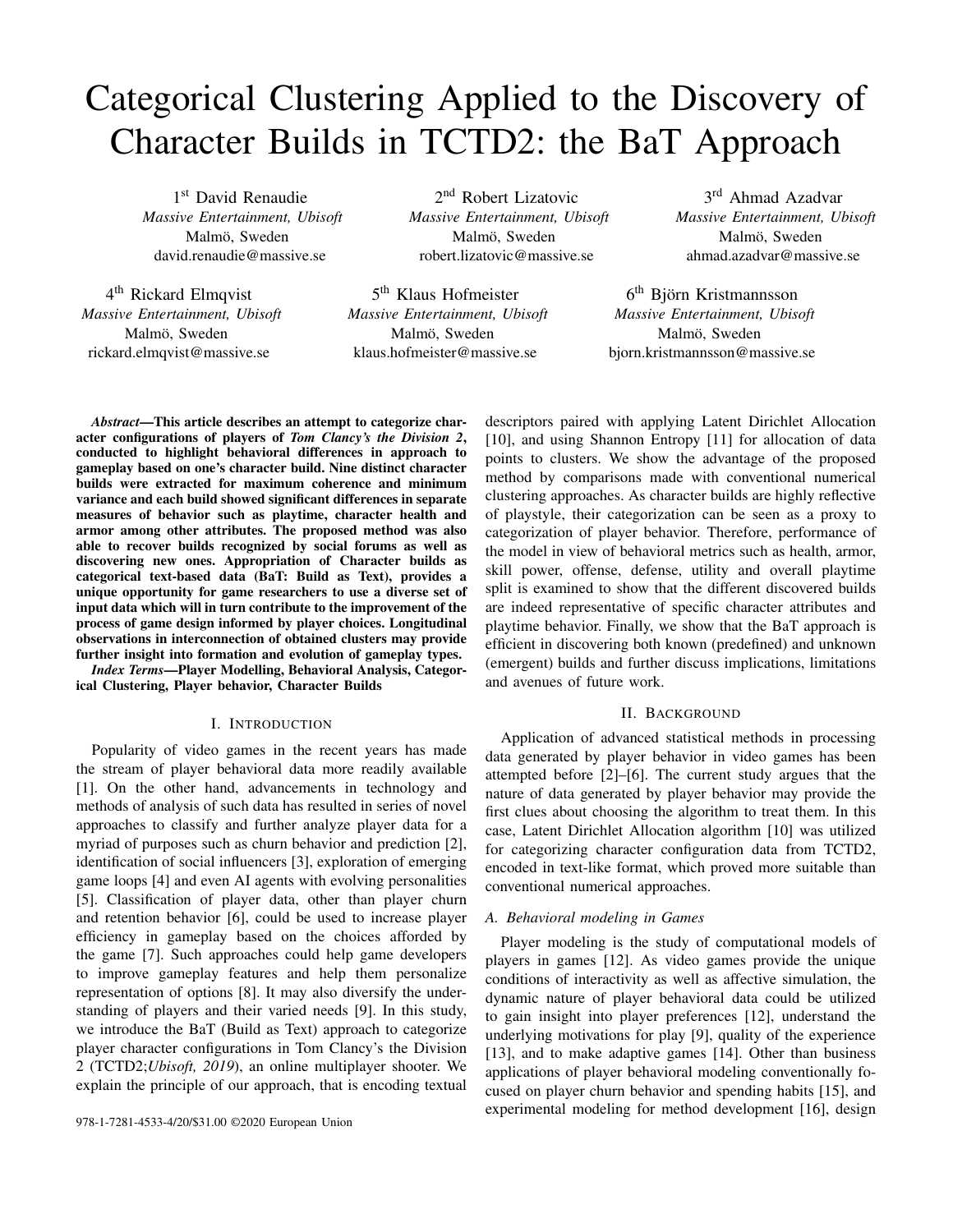# Categorical Clustering Applied to the Discovery of Character Builds in TCTD2: the BaT Approach

1st David Renaudie
*Massive Entertainment, Ubisoft*
Malmö, Sweden
david.renaudie@massive.se

2nd Robert Lizatovic
*Massive Entertainment, Ubisoft*
Malmö, Sweden
robert.lizatovic@massive.se

3rd Ahmad Azadvar
*Massive Entertainment, Ubisoft*
Malmö, Sweden
ahmad.azadvar@massive.se

4th Rickard Elmqvist
*Massive Entertainment, Ubisoft*
Malmö, Sweden
rickard.elmqvist@massive.se

5th Klaus Hofmeister
*Massive Entertainment, Ubisoft*
Malmö, Sweden
klaus.hofmeister@massive.se

6th Björn Kristmannsson
*Massive Entertainment, Ubisoft*
Malmö, Sweden
bjorn.kristmannsson@massive.se

***Abstract*—This article describes an attempt to categorize character configurations of players of *Tom Clancy's the Division 2*, conducted to highlight behavioral differences in approach to gameplay based on one's character build. Nine distinct character builds were extracted for maximum coherence and minimum variance and each build showed significant differences in separate measures of behavior such as playtime, character health and armor among other attributes. The proposed method was also able to recover builds recognized by social forums as well as discovering new ones. Appropriation of Character builds as categorical text-based data (BaT: Build as Text), provides a unique opportunity for game researchers to use a diverse set of input data which will in turn contribute to the improvement of the process of game design informed by player choices. Longitudinal observations in interconnection of obtained clusters may provide further insight into formation and evolution of gameplay types.**

***Index Terms*—Player Modelling, Behavioral Analysis, Categorical Clustering, Player behavior, Character Builds**

## I. Introduction

Popularity of video games in the recent years has made the stream of player behavioral data more readily available [1]. On the other hand, advancements in technology and methods of analysis of such data has resulted in series of novel approaches to classify and further analyze player data for a myriad of purposes such as churn behavior and prediction [2], identification of social influencers [3], exploration of emerging game loops [4] and even AI agents with evolving personalities [5]. Classification of player data, other than player churn and retention behavior [6], could be used to increase player efficiency in gameplay based on the choices afforded by the game [7]. Such approaches could help game developers to improve gameplay features and help them personalize representation of options [8]. It may also diversify the understanding of players and their varied needs [9]. In this study, we introduce the BaT (Build as Text) approach to categorize player character configurations in Tom Clancy's the Division 2 (TCTD2;*Ubisoft, 2019*), an online multiplayer shooter. We explain the principle of our approach, that is encoding textual descriptors paired with applying Latent Dirichlet Allocation [10], and using Shannon Entropy [11] for allocation of data points to clusters. We show the advantage of the proposed method by comparisons made with conventional numerical clustering approaches. As character builds are highly reflective of playstyle, their categorization can be seen as a proxy to categorization of player behavior. Therefore, performance of the model in view of behavioral metrics such as health, armor, skill power, offense, defense, utility and overall playtime split is examined to show that the different discovered builds are indeed representative of specific character attributes and playtime behavior. Finally, we show that the BaT approach is efficient in discovering both known (predefined) and unknown (emergent) builds and further discuss implications, limitations and avenues of future work.

## II. Background

Application of advanced statistical methods in processing data generated by player behavior in video games has been attempted before [2]–[6]. The current study argues that the nature of data generated by player behavior may provide the first clues about choosing the algorithm to treat them. In this case, Latent Dirichlet Allocation algorithm [10] was utilized for categorizing character configuration data from TCTD2, encoded in text-like format, which proved more suitable than conventional numerical approaches.

### A. Behavioral modeling in Games

Player modeling is the study of computational models of players in games [12]. As video games provide the unique conditions of interactivity as well as affective simulation, the dynamic nature of player behavioral data could be utilized to gain insight into player preferences [12], understand the underlying motivations for play [9], quality of the experience [13], and to make adaptive games [14]. Other than business applications of player behavioral modeling conventionally focused on player churn behavior and spending habits [15], and experimental modeling for method development [16], design

978-1-7281-4533-4/20/$31.00 ©2020 European Union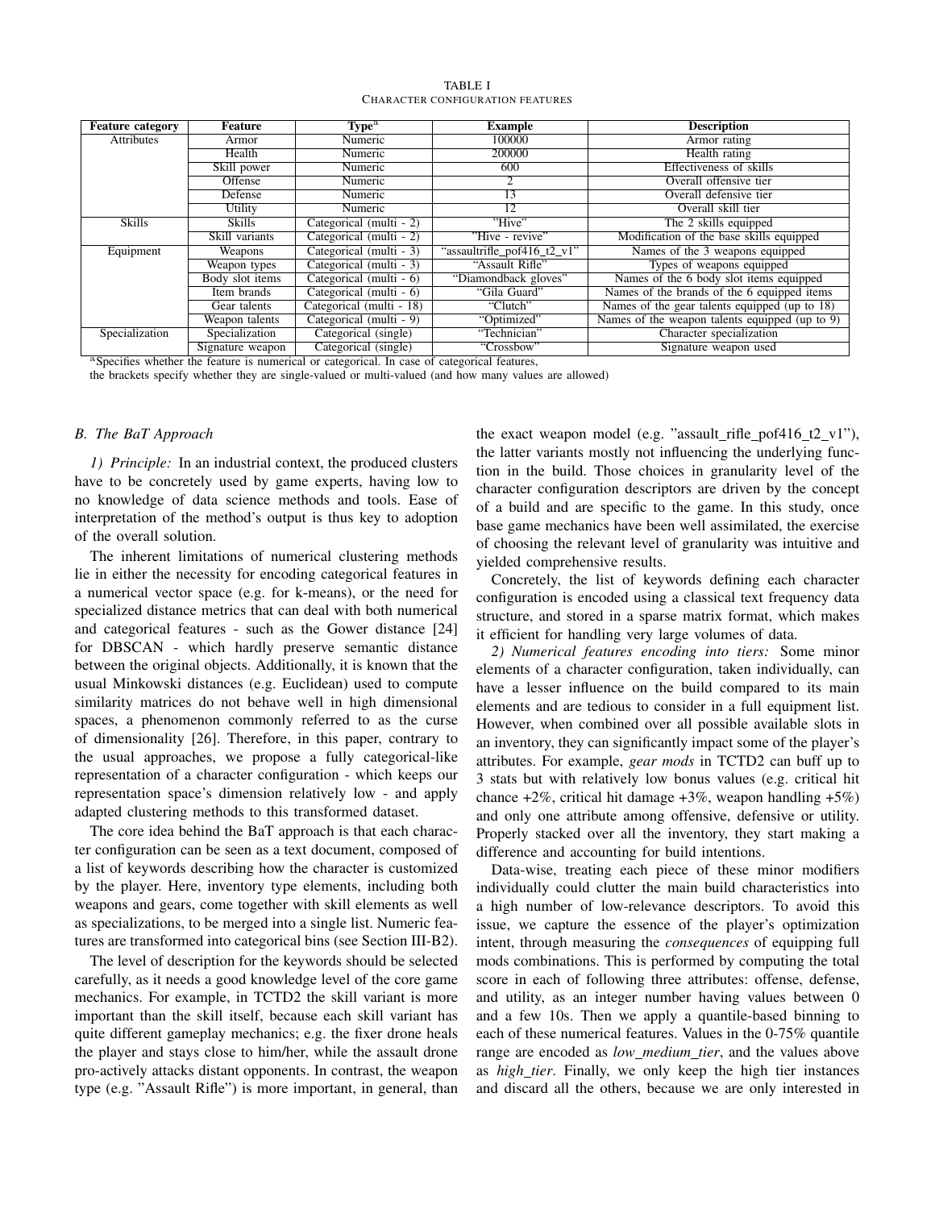TABLE I
CHARACTER CONFIGURATION FEATURES

| Feature category | Feature | Type[a] | Example | Description |
|---|---|---|---|---|
| Attributes | Armor | Numeric | 100000 | Armor rating |
| | Health | Numeric | 200000 | Health rating |
| | Skill power | Numeric | 600 | Effectiveness of skills |
| | Offense | Numeric | 2 | Overall offensive tier |
| | Defense | Numeric | 13 | Overall defensive tier |
| | Utility | Numeric | 12 | Overall skill tier |
| Skills | Skills | Categorical (multi - 2) | "Hive" | The 2 skills equipped |
| | Skill variants | Categorical (multi - 2) | "Hive - revive" | Modification of the base skills equipped |
| Equipment | Weapons | Categorical (multi - 3) | "assaultrifle_pof416_t2_v1" | Names of the 3 weapons equipped |
| | Weapon types | Categorical (multi - 3) | "Assault Rifle" | Types of weapons equipped |
| | Body slot items | Categorical (multi - 6) | "Diamondback gloves" | Names of the 6 body slot items equipped |
| | Item brands | Categorical (multi - 6) | "Gila Guard" | Names of the brands of the 6 equipped items |
| | Gear talents | Categorical (multi - 18) | "Clutch" | Names of the gear talents equipped (up to 18) |
| | Weapon talents | Categorical (multi - 9) | "Optimized" | Names of the weapon talents equipped (up to 9) |
| Specialization | Specialization | Categorical (single) | "Technician" | Character specialization |
| | Signature weapon | Categorical (single) | "Crossbow" | Signature weapon used |

[a]Specifies whether the feature is numerical or categorical. In case of categorical features, the brackets specify whether they are single-valued or multi-valued (and how many values are allowed)

### B. The BaT Approach

*1) Principle:* In an industrial context, the produced clusters have to be concretely used by game experts, having low to no knowledge of data science methods and tools. Ease of interpretation of the method's output is thus key to adoption of the overall solution.

The inherent limitations of numerical clustering methods lie in either the necessity for encoding categorical features in a numerical vector space (e.g. for k-means), or the need for specialized distance metrics that can deal with both numerical and categorical features - such as the Gower distance [24] for DBSCAN - which hardly preserve semantic distance between the original objects. Additionally, it is known that the usual Minkowski distances (e.g. Euclidean) used to compute similarity matrices do not behave well in high dimensional spaces, a phenomenon commonly referred to as the curse of dimensionality [26]. Therefore, in this paper, contrary to the usual approaches, we propose a fully categorical-like representation of a character configuration - which keeps our representation space's dimension relatively low - and apply adapted clustering methods to this transformed dataset.

The core idea behind the BaT approach is that each character configuration can be seen as a text document, composed of a list of keywords describing how the character is customized by the player. Here, inventory type elements, including both weapons and gears, come together with skill elements as well as specializations, to be merged into a single list. Numeric features are transformed into categorical bins (see Section III-B2).

The level of description for the keywords should be selected carefully, as it needs a good knowledge level of the core game mechanics. For example, in TCTD2 the skill variant is more important than the skill itself, because each skill variant has quite different gameplay mechanics; e.g. the fixer drone heals the player and stays close to him/her, while the assault drone pro-actively attacks distant opponents. In contrast, the weapon type (e.g. "Assault Rifle") is more important, in general, than the exact weapon model (e.g. "assault_rifle_pof416_t2_v1"), the latter variants mostly not influencing the underlying function in the build. Those choices in granularity level of the character configuration descriptors are driven by the concept of a build and are specific to the game. In this study, once base game mechanics have been well assimilated, the exercise of choosing the relevant level of granularity was intuitive and yielded comprehensive results.

Concretely, the list of keywords defining each character configuration is encoded using a classical text frequency data structure, and stored in a sparse matrix format, which makes it efficient for handling very large volumes of data.

*2) Numerical features encoding into tiers:* Some minor elements of a character configuration, taken individually, can have a lesser influence on the build compared to its main elements and are tedious to consider in a full equipment list. However, when combined over all possible available slots in an inventory, they can significantly impact some of the player's attributes. For example, *gear mods* in TCTD2 can buff up to 3 stats but with relatively low bonus values (e.g. critical hit chance +2%, critical hit damage +3%, weapon handling +5%) and only one attribute among offensive, defensive or utility. Properly stacked over all the inventory, they start making a difference and accounting for build intentions.

Data-wise, treating each piece of these minor modifiers individually could clutter the main build characteristics into a high number of low-relevance descriptors. To avoid this issue, we capture the essence of the player's optimization intent, through measuring the *consequences* of equipping full mods combinations. This is performed by computing the total score in each of following three attributes: offense, defense, and utility, as an integer number having values between 0 and a few 10s. Then we apply a quantile-based binning to each of these numerical features. Values in the 0-75% quantile range are encoded as *low_medium_tier*, and the values above as *high_tier*. Finally, we only keep the high tier instances and discard all the others, because we are only interested in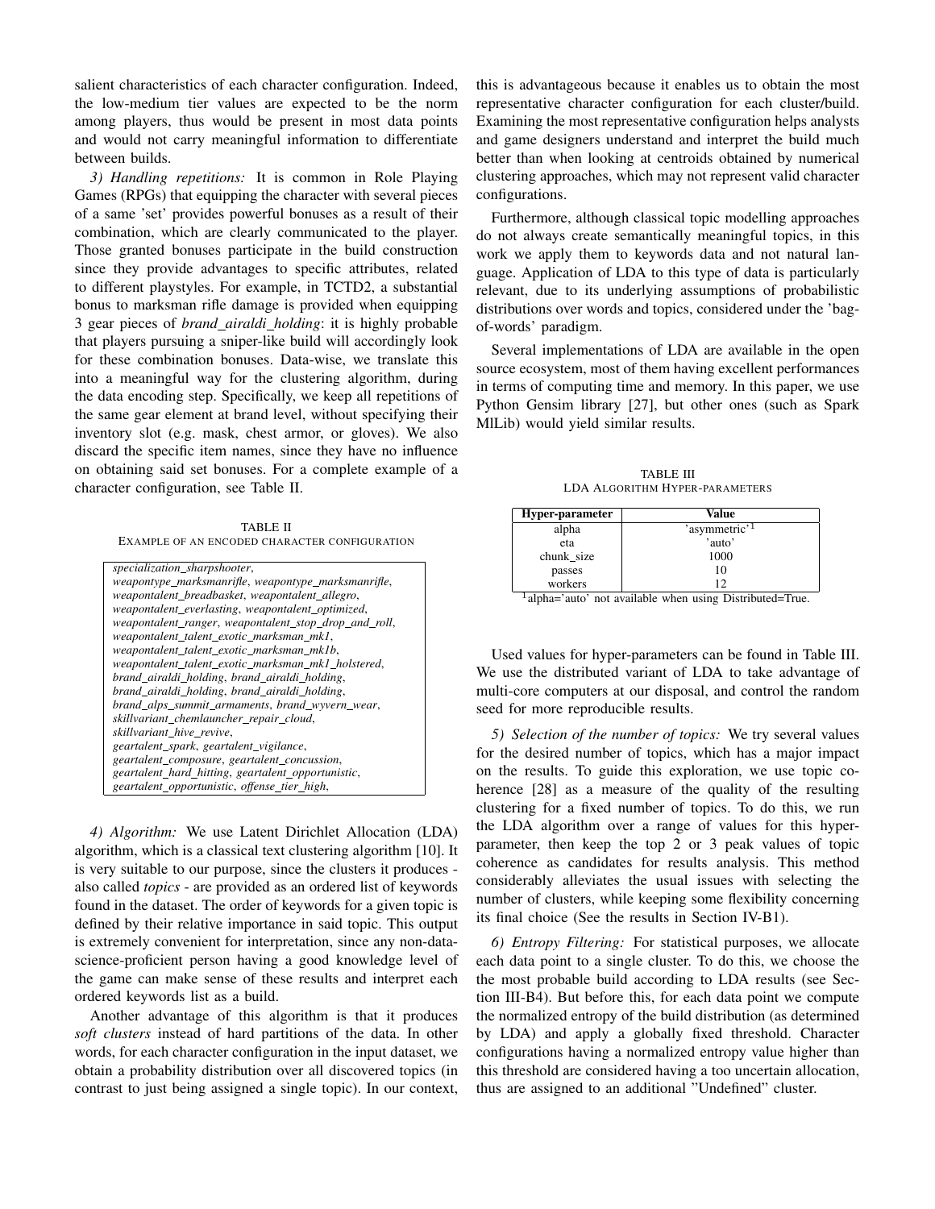salient characteristics of each character configuration. Indeed, the low-medium tier values are expected to be the norm among players, thus would be present in most data points and would not carry meaningful information to differentiate between builds.

*3) Handling repetitions:* It is common in Role Playing Games (RPGs) that equipping the character with several pieces of a same 'set' provides powerful bonuses as a result of their combination, which are clearly communicated to the player. Those granted bonuses participate in the build construction since they provide advantages to specific attributes, related to different playstyles. For example, in TCTD2, a substantial bonus to marksman rifle damage is provided when equipping 3 gear pieces of *brand_airaldi_holding*: it is highly probable that players pursuing a sniper-like build will accordingly look for these combination bonuses. Data-wise, we translate this into a meaningful way for the clustering algorithm, during the data encoding step. Specifically, we keep all repetitions of the same gear element at brand level, without specifying their inventory slot (e.g. mask, chest armor, or gloves). We also discard the specific item names, since they have no influence on obtaining said set bonuses. For a complete example of a character configuration, see Table II.

TABLE II
EXAMPLE OF AN ENCODED CHARACTER CONFIGURATION

| |
|---|
| *specialization_sharpshooter*, *weapontype_marksmanrifle*, *weapontype_marksmanrifle*, *weapontalent_breadbasket*, *weapontalent_allegro*, *weapontalent_everlasting*, *weapontalent_optimized*, *weapontalent_ranger*, *weapontalent_stop_drop_and_roll*, *weapontalent_talent_exotic_marksman_mk1*, *weapontalent_talent_exotic_marksman_mk1b*, *weapontalent_talent_exotic_marksman_mk1_holstered*, *brand_airaldi_holding*, *brand_airaldi_holding*, *brand_airaldi_holding*, *brand_airaldi_holding*, *brand_alps_summit_armaments*, *brand_wyvern_wear*, *skillvariant_chemlauncher_repair_cloud*, *skillvariant_hive_revive*, *geartalent_spark*, *geartalent_vigilance*, *geartalent_composure*, *geartalent_concussion*, *geartalent_hard_hitting*, *geartalent_opportunistic*, *geartalent_opportunistic*, *offense_tier_high*, |

*4) Algorithm:* We use Latent Dirichlet Allocation (LDA) algorithm, which is a classical text clustering algorithm [10]. It is very suitable to our purpose, since the clusters it produces - also called *topics* - are provided as an ordered list of keywords found in the dataset. The order of keywords for a given topic is defined by their relative importance in said topic. This output is extremely convenient for interpretation, since any non-data-science-proficient person having a good knowledge level of the game can make sense of these results and interpret each ordered keywords list as a build.

Another advantage of this algorithm is that it produces *soft clusters* instead of hard partitions of the data. In other words, for each character configuration in the input dataset, we obtain a probability distribution over all discovered topics (in contrast to just being assigned a single topic). In our context, this is advantageous because it enables us to obtain the most representative character configuration for each cluster/build. Examining the most representative configuration helps analysts and game designers understand and interpret the build much better than when looking at centroids obtained by numerical clustering approaches, which may not represent valid character configurations.

Furthermore, although classical topic modelling approaches do not always create semantically meaningful topics, in this work we apply them to keywords data and not natural language. Application of LDA to this type of data is particularly relevant, due to its underlying assumptions of probabilistic distributions over words and topics, considered under the 'bag-of-words' paradigm.

Several implementations of LDA are available in the open source ecosystem, most of them having excellent performances in terms of computing time and memory. In this paper, we use Python Gensim library [27], but other ones (such as Spark MlLib) would yield similar results.

TABLE III
LDA ALGORITHM HYPER-PARAMETERS

| Hyper-parameter | Value |
|---|---|
| alpha | 'asymmetric'[1] |
| eta | 'auto' |
| chunk_size | 1000 |
| passes | 10 |
| workers | 12 |

[1] alpha='auto' not available when using Distributed=True.

Used values for hyper-parameters can be found in Table III. We use the distributed variant of LDA to take advantage of multi-core computers at our disposal, and control the random seed for more reproducible results.

*5) Selection of the number of topics:* We try several values for the desired number of topics, which has a major impact on the results. To guide this exploration, we use topic coherence [28] as a measure of the quality of the resulting clustering for a fixed number of topics. To do this, we run the LDA algorithm over a range of values for this hyper-parameter, then keep the top 2 or 3 peak values of topic coherence as candidates for results analysis. This method considerably alleviates the usual issues with selecting the number of clusters, while keeping some flexibility concerning its final choice (See the results in Section IV-B1).

*6) Entropy Filtering:* For statistical purposes, we allocate each data point to a single cluster. To do this, we choose the the most probable build according to LDA results (see Section III-B4). But before this, for each data point we compute the normalized entropy of the build distribution (as determined by LDA) and apply a globally fixed threshold. Character configurations having a normalized entropy value higher than this threshold are considered having a too uncertain allocation, thus are assigned to an additional "Undefined" cluster.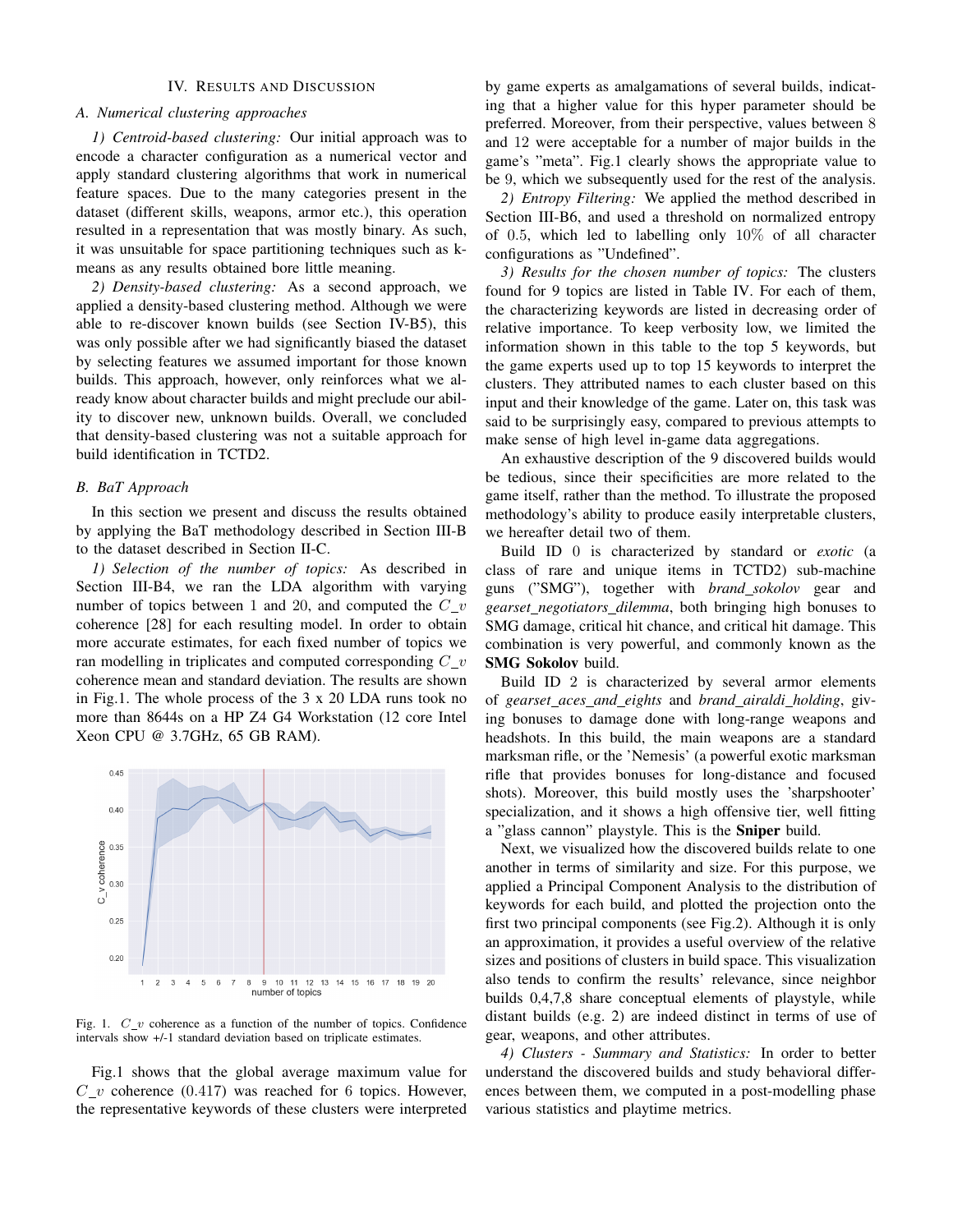## IV. Results and Discussion

### A. Numerical clustering approaches

*1) Centroid-based clustering:* Our initial approach was to encode a character configuration as a numerical vector and apply standard clustering algorithms that work in numerical feature spaces. Due to the many categories present in the dataset (different skills, weapons, armor etc.), this operation resulted in a representation that was mostly binary. As such, it was unsuitable for space partitioning techniques such as k-means as any results obtained bore little meaning.

*2) Density-based clustering:* As a second approach, we applied a density-based clustering method. Although we were able to re-discover known builds (see Section IV-B5), this was only possible after we had significantly biased the dataset by selecting features we assumed important for those known builds. This approach, however, only reinforces what we already know about character builds and might preclude our ability to discover new, unknown builds. Overall, we concluded that density-based clustering was not a suitable approach for build identification in TCTD2.

### B. BaT Approach

In this section we present and discuss the results obtained by applying the BaT methodology described in Section III-B to the dataset described in Section II-C.

*1) Selection of the number of topics:* As described in Section III-B4, we ran the LDA algorithm with varying number of topics between 1 and 20, and computed the $C\_v$ coherence [28] for each resulting model. In order to obtain more accurate estimates, for each fixed number of topics we ran modelling in triplicates and computed corresponding $C\_v$ coherence mean and standard deviation. The results are shown in Fig.1. The whole process of the 3 x 20 LDA runs took no more than 8644s on a HP Z4 G4 Workstation (12 core Intel Xeon CPU @ 3.7GHz, 65 GB RAM).

Fig. 1. $C\_v$ coherence as a function of the number of topics. Confidence intervals show +/-1 standard deviation based on triplicate estimates.

Fig.1 shows that the global average maximum value for $C\_v$ coherence (0.417) was reached for 6 topics. However, the representative keywords of these clusters were interpreted by game experts as amalgamations of several builds, indicating that a higher value for this hyper parameter should be preferred. Moreover, from their perspective, values between 8 and 12 were acceptable for a number of major builds in the game's "meta". Fig.1 clearly shows the appropriate value to be 9, which we subsequently used for the rest of the analysis.

*2) Entropy Filtering:* We applied the method described in Section III-B6, and used a threshold on normalized entropy of 0.5, which led to labelling only 10% of all character configurations as "Undefined".

*3) Results for the chosen number of topics:* The clusters found for 9 topics are listed in Table IV. For each of them, the characterizing keywords are listed in decreasing order of relative importance. To keep verbosity low, we limited the information shown in this table to the top 5 keywords, but the game experts used up to top 15 keywords to interpret the clusters. They attributed names to each cluster based on this input and their knowledge of the game. Later on, this task was said to be surprisingly easy, compared to previous attempts to make sense of high level in-game data aggregations.

An exhaustive description of the 9 discovered builds would be tedious, since their specificities are more related to the game itself, rather than the method. To illustrate the proposed methodology's ability to produce easily interpretable clusters, we hereafter detail two of them.

Build ID 0 is characterized by standard or *exotic* (a class of rare and unique items in TCTD2) sub-machine guns ("SMG"), together with *brand_sokolov* gear and *gearset_negotiators_dilemma*, both bringing high bonuses to SMG damage, critical hit chance, and critical hit damage. This combination is very powerful, and commonly known as the **SMG Sokolov** build.

Build ID 2 is characterized by several armor elements of *gearset_aces_and_eights* and *brand_airaldi_holding*, giving bonuses to damage done with long-range weapons and headshots. In this build, the main weapons are a standard marksman rifle, or the 'Nemesis' (a powerful exotic marksman rifle that provides bonuses for long-distance and focused shots). Moreover, this build mostly uses the 'sharpshooter' specialization, and it shows a high offensive tier, well fitting a "glass cannon" playstyle. This is the **Sniper** build.

Next, we visualized how the discovered builds relate to one another in terms of similarity and size. For this purpose, we applied a Principal Component Analysis to the distribution of keywords for each build, and plotted the projection onto the first two principal components (see Fig.2). Although it is only an approximation, it provides a useful overview of the relative sizes and positions of clusters in build space. This visualization also tends to confirm the results' relevance, since neighbor builds 0,4,7,8 share conceptual elements of playstyle, while distant builds (e.g. 2) are indeed distinct in terms of use of gear, weapons, and other attributes.

*4) Clusters - Summary and Statistics:* In order to better understand the discovered builds and study behavioral differences between them, we computed in a post-modelling phase various statistics and playtime metrics.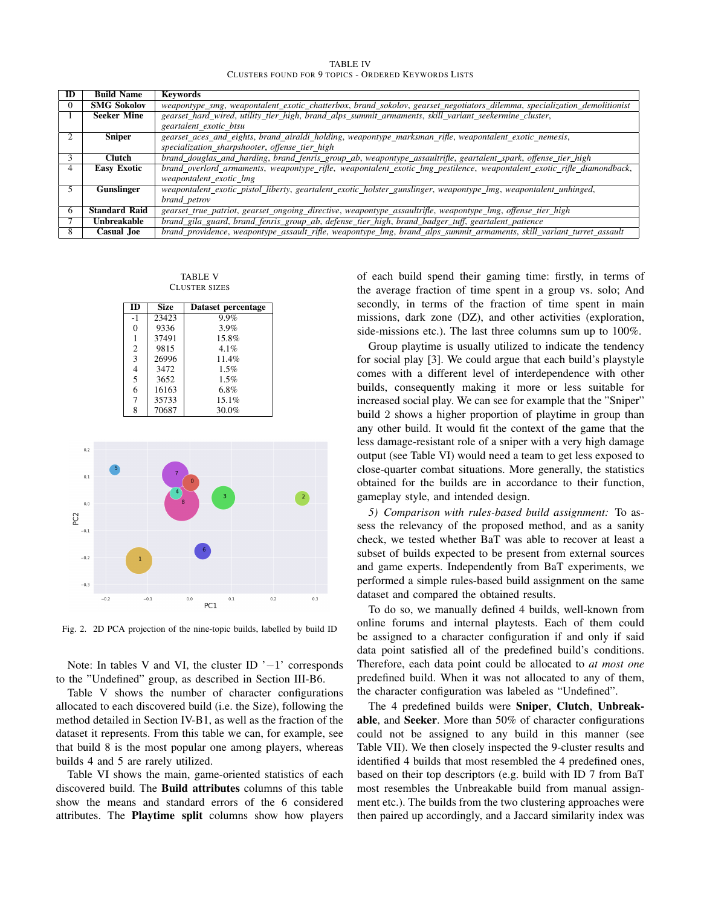TABLE IV
CLUSTERS FOUND FOR 9 TOPICS - ORDERED KEYWORDS LISTS

| ID | Build Name | Keywords |
|---|---|---|
| 0 | **SMG Sokolov** | *weapontype_smg, weapontalent_exotic_chatterbox, brand_sokolov, gearset_negotiators_dilemma, specialization_demolitionist* |
| 1 | **Seeker Mine** | *gearset_hard_wired, utility_tier_high, brand_alps_summit_armaments, skill_variant_seekermine_cluster, geartalent_exotic_btsu* |
| 2 | **Sniper** | *gearset_aces_and_eights, brand_airaldi_holding, weapontype_marksman_rifle, weapontalent_exotic_nemesis, specialization_sharpshooter, offense_tier_high* |
| 3 | **Clutch** | *brand_douglas_and_harding, brand_fenris_group_ab, weapontype_assaultrifle, geartalent_exotic_spark, offense_tier_high* |
| 4 | **Easy Exotic** | *brand_overlord_armaments, weapontype_rifle, weapontalent_exotic_lmg_pestilence, weapontalent_exotic_rifle_diamondback, weapontalent_exotic_lmg* |
| 5 | **Gunslinger** | *weapontalent_exotic_pistol_liberty, geartalent_exotic_holster_gunslinger, weapontype_lmg, weapontalent_unhinged, brand_petrov* |
| 6 | **Standard Raid** | *gearset_true_patriot, gearset_ongoing_directive, weapontype_assaultrifle, weapontype_lmg, offense_tier_high* |
| 7 | **Unbreakable** | *brand_gila_guard, brand_fenris_group_ab, defense_tier_high, brand_badger_tuff, geartalent_patience* |
| 8 | **Casual Joe** | *brand_providence, weapontype_assault_rifle, weapontype_lmg, brand_alps_summit_armaments, skill_variant_turret_assault* |

TABLE V
CLUSTER SIZES

| ID | Size | Dataset percentage |
|---|---|---|
| -1 | 23423 | 9.9% |
| 0 | 9336 | 3.9% |
| 1 | 37491 | 15.8% |
| 2 | 9815 | 4.1% |
| 3 | 26996 | 11.4% |
| 4 | 3472 | 1.5% |
| 5 | 3652 | 1.5% |
| 6 | 16163 | 6.8% |
| 7 | 35733 | 15.1% |
| 8 | 70687 | 30.0% |

Fig. 2. 2D PCA projection of the nine-topic builds, labelled by build ID

Note: In tables V and VI, the cluster ID '$-1$' corresponds to the "Undefined" group, as described in Section III-B6.

Table V shows the number of character configurations allocated to each discovered build (i.e. the Size), following the method detailed in Section IV-B1, as well as the fraction of the dataset it represents. From this table we can, for example, see that build 8 is the most popular one among players, whereas builds 4 and 5 are rarely utilized.

Table VI shows the main, game-oriented statistics of each discovered build. The **Build attributes** columns of this table show the means and standard errors of the 6 considered attributes. The **Playtime split** columns show how players of each build spend their gaming time: firstly, in terms of the average fraction of time spent in a group vs. solo; And secondly, in terms of the fraction of time spent in main missions, dark zone (DZ), and other activities (exploration, side-missions etc.). The last three columns sum up to 100%.

Group playtime is usually utilized to indicate the tendency for social play [3]. We could argue that each build's playstyle comes with a different level of interdependence with other builds, consequently making it more or less suitable for increased social play. We can see for example that the "Sniper" build 2 shows a higher proportion of playtime in group than any other build. It would fit the context of the game that the less damage-resistant role of a sniper with a very high damage output (see Table VI) would need a team to get less exposed to close-quarter combat situations. More generally, the statistics obtained for the builds are in accordance to their function, gameplay style, and intended design.

*5) Comparison with rules-based build assignment:* To assess the relevancy of the proposed method, and as a sanity check, we tested whether BaT was able to recover at least a subset of builds expected to be present from external sources and game experts. Independently from BaT experiments, we performed a simple rules-based build assignment on the same dataset and compared the obtained results.

To do so, we manually defined 4 builds, well-known from online forums and internal playtests. Each of them could be assigned to a character configuration if and only if said data point satisfied all of the predefined build's conditions. Therefore, each data point could be allocated to *at most one* predefined build. When it was not allocated to any of them, the character configuration was labeled as "Undefined".

The 4 predefined builds were **Sniper**, **Clutch**, **Unbreakable**, and **Seeker**. More than 50% of character configurations could not be assigned to any build in this manner (see Table VII). We then closely inspected the 9-cluster results and identified 4 builds that most resembled the 4 predefined ones, based on their top descriptors (e.g. build with ID 7 from BaT most resembles the Unbreakable build from manual assignment etc.). The builds from the two clustering approaches were then paired up accordingly, and a Jaccard similarity index was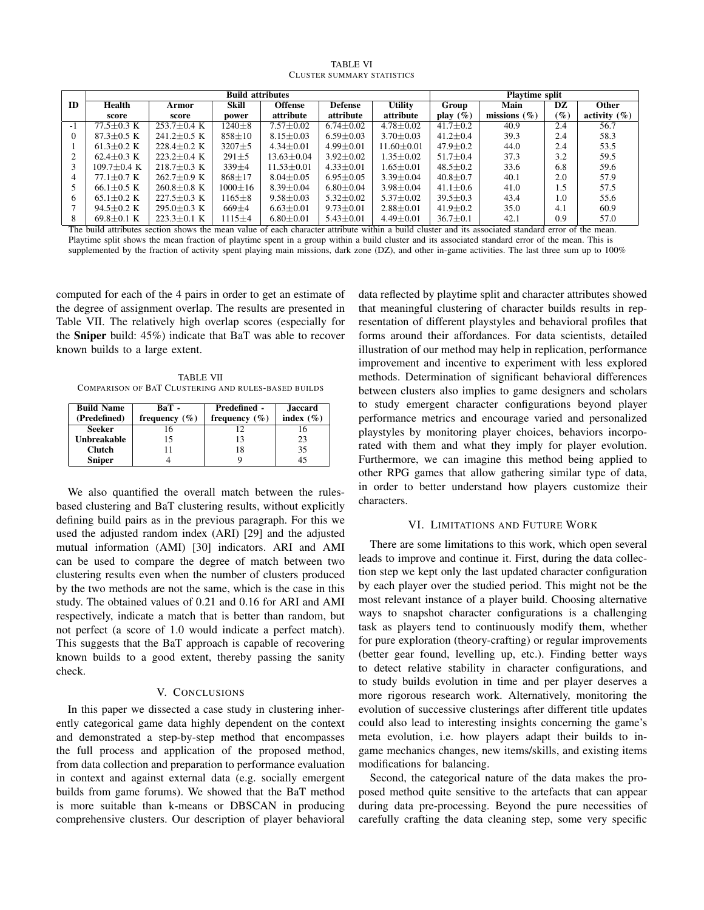TABLE VI
CLUSTER SUMMARY STATISTICS

| ID | Build attributes | | | | | | Playtime split | | | |
|---|---|---|---|---|---|---|---|---|---|---|
| | Health score | Armor score | Skill power | Offense attribute | Defense attribute | Utility attribute | Group play (%) | Main missions (%) | DZ (%) | Other activity (%) |
| -1 | 77.5±0.3 K | 253.7±0.4 K | 1240±8 | 7.57±0.02 | 6.74±0.02 | 4.78±0.02 | 41.7±0.2 | 40.9 | 2.4 | 56.7 |
| 0 | 87.3±0.5 K | 241.2±0.5 K | 858±10 | 8.15±0.03 | 6.59±0.03 | 3.70±0.03 | 41.2±0.4 | 39.3 | 2.4 | 58.3 |
| 1 | 61.3±0.2 K | 228.4±0.2 K | 3207±5 | 4.34±0.01 | 4.99±0.01 | 11.60±0.01 | 47.9±0.2 | 44.0 | 2.4 | 53.5 |
| 2 | 62.4±0.3 K | 223.2±0.4 K | 291±5 | 13.63±0.04 | 3.92±0.02 | 1.35±0.02 | 51.7±0.4 | 37.3 | 3.2 | 59.5 |
| 3 | 109.7±0.4 K | 218.7±0.3 K | 339±4 | 11.53±0.01 | 4.33±0.01 | 1.65±0.01 | 48.5±0.2 | 33.6 | 6.8 | 59.6 |
| 4 | 77.1±0.7 K | 262.7±0.9 K | 868±17 | 8.04±0.05 | 6.95±0.05 | 3.39±0.04 | 40.8±0.7 | 40.1 | 2.0 | 57.9 |
| 5 | 66.1±0.5 K | 260.8±0.8 K | 1000±16 | 8.39±0.04 | 6.80±0.04 | 3.98±0.04 | 41.1±0.6 | 41.0 | 1.5 | 57.5 |
| 6 | 65.1±0.2 K | 227.5±0.3 K | 1165±8 | 9.58±0.03 | 5.32±0.02 | 5.37±0.02 | 39.5±0.3 | 43.4 | 1.0 | 55.6 |
| 7 | 94.5±0.2 K | 295.0±0.3 K | 669±4 | 6.63±0.01 | 9.73±0.01 | 2.88±0.01 | 41.9±0.2 | 35.0 | 4.1 | 60.9 |
| 8 | 69.8±0.1 K | 223.3±0.1 K | 1115±4 | 6.80±0.01 | 5.43±0.01 | 4.49±0.01 | 36.7±0.1 | 42.1 | 0.9 | 57.0 |

The build attributes section shows the mean value of each character attribute within a build cluster and its associated standard error of the mean. Playtime split shows the mean fraction of playtime spent in a group within a build cluster and its associated standard error of the mean. This is supplemented by the fraction of activity spent playing main missions, dark zone (DZ), and other in-game activities. The last three sum up to 100%

computed for each of the 4 pairs in order to get an estimate of the degree of assignment overlap. The results are presented in Table VII. The relatively high overlap scores (especially for the **Sniper** build: 45%) indicate that BaT was able to recover known builds to a large extent.

TABLE VII
COMPARISON OF BAT CLUSTERING AND RULES-BASED BUILDS

| Build Name (Predefined) | BaT - frequency (%) | Predefined - frequency (%) | Jaccard index (%) |
|---|---|---|---|
| **Seeker** | 16 | 12 | 16 |
| **Unbreakable** | 15 | 13 | 23 |
| **Clutch** | 11 | 18 | 35 |
| **Sniper** | 4 | 9 | 45 |

We also quantified the overall match between the rules-based clustering and BaT clustering results, without explicitly defining build pairs as in the previous paragraph. For this we used the adjusted random index (ARI) [29] and the adjusted mutual information (AMI) [30] indicators. ARI and AMI can be used to compare the degree of match between two clustering results even when the number of clusters produced by the two methods are not the same, which is the case in this study. The obtained values of 0.21 and 0.16 for ARI and AMI respectively, indicate a match that is better than random, but not perfect (a score of 1.0 would indicate a perfect match). This suggests that the BaT approach is capable of recovering known builds to a good extent, thereby passing the sanity check.

## V. CONCLUSIONS

In this paper we dissected a case study in clustering inherently categorical game data highly dependent on the context and demonstrated a step-by-step method that encompasses the full process and application of the proposed method, from data collection and preparation to performance evaluation in context and against external data (e.g. socially emergent builds from game forums). We showed that the BaT method is more suitable than k-means or DBSCAN in producing comprehensive clusters. Our description of player behavioral data reflected by playtime split and character attributes showed that meaningful clustering of character builds results in representation of different playstyles and behavioral profiles that forms around their affordances. For data scientists, detailed illustration of our method may help in replication, performance improvement and incentive to experiment with less explored methods. Determination of significant behavioral differences between clusters also implies to game designers and scholars to study emergent character configurations beyond player performance metrics and encourage varied and personalized playstyles by monitoring player choices, behaviors incorporated with them and what they imply for player evolution. Furthermore, we can imagine this method being applied to other RPG games that allow gathering similar type of data, in order to better understand how players customize their characters.

## VI. LIMITATIONS AND FUTURE WORK

There are some limitations to this work, which open several leads to improve and continue it. First, during the data collection step we kept only the last updated character configuration by each player over the studied period. This might not be the most relevant instance of a player build. Choosing alternative ways to snapshot character configurations is a challenging task as players tend to continuously modify them, whether for pure exploration (theory-crafting) or regular improvements (better gear found, levelling up, etc.). Finding better ways to detect relative stability in character configurations, and to study builds evolution in time and per player deserves a more rigorous research work. Alternatively, monitoring the evolution of successive clusterings after different title updates could also lead to interesting insights concerning the game's meta evolution, i.e. how players adapt their builds to in-game mechanics changes, new items/skills, and existing items modifications for balancing.

Second, the categorical nature of the data makes the proposed method quite sensitive to the artefacts that can appear during data pre-processing. Beyond the pure necessities of carefully crafting the data cleaning step, some very specific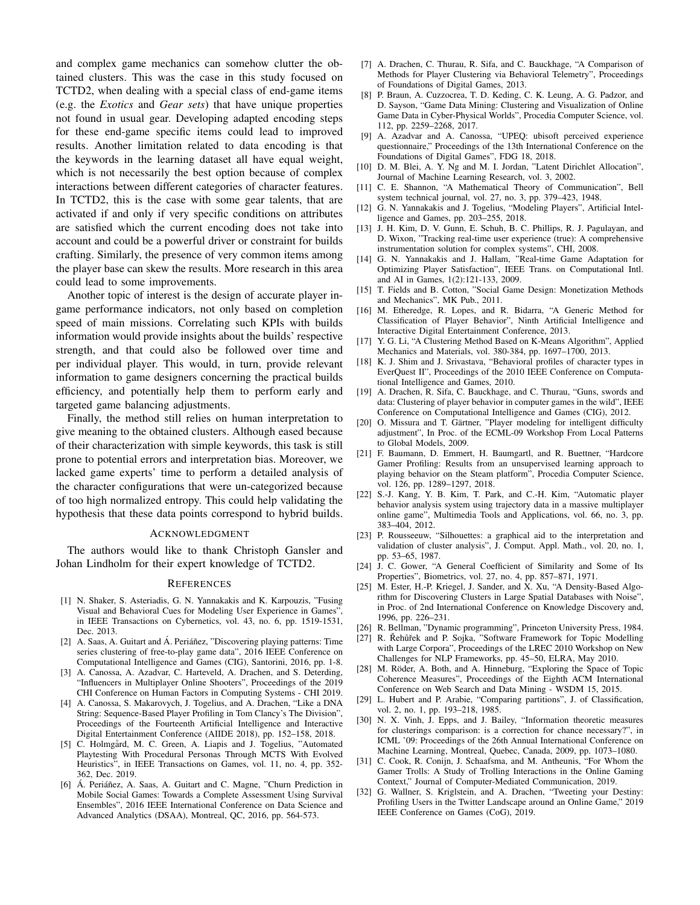and complex game mechanics can somehow clutter the obtained clusters. This was the case in this study focused on TCTD2, when dealing with a special class of end-game items (e.g. the *Exotics* and *Gear sets*) that have unique properties not found in usual gear. Developing adapted encoding steps for these end-game specific items could lead to improved results. Another limitation related to data encoding is that the keywords in the learning dataset all have equal weight, which is not necessarily the best option because of complex interactions between different categories of character features. In TCTD2, this is the case with some gear talents, that are activated if and only if very specific conditions on attributes are satisfied which the current encoding does not take into account and could be a powerful driver or constraint for builds crafting. Similarly, the presence of very common items among the player base can skew the results. More research in this area could lead to some improvements.

Another topic of interest is the design of accurate player in-game performance indicators, not only based on completion speed of main missions. Correlating such KPIs with builds information would provide insights about the builds' respective strength, and that could also be followed over time and per individual player. This would, in turn, provide relevant information to game designers concerning the practical builds efficiency, and potentially help them to perform early and targeted game balancing adjustments.

Finally, the method still relies on human interpretation to give meaning to the obtained clusters. Although eased because of their characterization with simple keywords, this task is still prone to potential errors and interpretation bias. Moreover, we lacked game experts' time to perform a detailed analysis of the character configurations that were un-categorized because of too high normalized entropy. This could help validating the hypothesis that these data points correspond to hybrid builds.

## Acknowledgment

The authors would like to thank Christoph Gansler and Johan Lindholm for their expert knowledge of TCTD2.

## References

[1] N. Shaker, S. Asteriadis, G. N. Yannakakis and K. Karpouzis, "Fusing Visual and Behavioral Cues for Modeling User Experience in Games", in IEEE Transactions on Cybernetics, vol. 43, no. 6, pp. 1519-1531, Dec. 2013.

[2] A. Saas, A. Guitart and Á. Periáñez, "Discovering playing patterns: Time series clustering of free-to-play game data", 2016 IEEE Conference on Computational Intelligence and Games (CIG), Santorini, 2016, pp. 1-8.

[3] A. Canossa, A. Azadvar, C. Harteveld, A. Drachen, and S. Deterding, "Influencers in Multiplayer Online Shooters", Proceedings of the 2019 CHI Conference on Human Factors in Computing Systems - CHI 2019.

[4] A. Canossa, S. Makarovych, J. Togelius, and A. Drachen, "Like a DNA String: Sequence-Based Player Profiling in Tom Clancy's The Division", Proceedings of the Fourteenth Artificial Intelligence and Interactive Digital Entertainment Conference (AIIDE 2018), pp. 152–158, 2018.

[5] C. Holmgård, M. C. Green, A. Liapis and J. Togelius, "Automated Playtesting With Procedural Personas Through MCTS With Evolved Heuristics", in IEEE Transactions on Games, vol. 11, no. 4, pp. 352-362, Dec. 2019.

[6] Á. Periáñez, A. Saas, A. Guitart and C. Magne, "Churn Prediction in Mobile Social Games: Towards a Complete Assessment Using Survival Ensembles", 2016 IEEE International Conference on Data Science and Advanced Analytics (DSAA), Montreal, QC, 2016, pp. 564-573.

[7] A. Drachen, C. Thurau, R. Sifa, and C. Bauckhage, "A Comparison of Methods for Player Clustering via Behavioral Telemetry", Proceedings of Foundations of Digital Games, 2013.

[8] P. Braun, A. Cuzzocrea, T. D. Keding, C. K. Leung, A. G. Padzor, and D. Sayson, "Game Data Mining: Clustering and Visualization of Online Game Data in Cyber-Physical Worlds", Procedia Computer Science, vol. 112, pp. 2259–2268, 2017.

[9] A. Azadvar and A. Canossa, "UPEQ: ubisoft perceived experience questionnaire," Proceedings of the 13th International Conference on the Foundations of Digital Games", FDG 18, 2018.

[10] D. M. Blei, A. Y. Ng and M. I. Jordan, "Latent Dirichlet Allocation", Journal of Machine Learning Research, vol. 3, 2002.

[11] C. E. Shannon, "A Mathematical Theory of Communication", Bell system technical journal, vol. 27, no. 3, pp. 379–423, 1948.

[12] G. N. Yannakakis and J. Togelius, "Modeling Players", Artificial Intelligence and Games, pp. 203–255, 2018.

[13] J. H. Kim, D. V. Gunn, E. Schuh, B. C. Phillips, R. J. Pagulayan, and D. Wixon, "Tracking real-time user experience (true): A comprehensive instrumentation solution for complex systems", CHI, 2008.

[14] G. N. Yannakakis and J. Hallam, "Real-time Game Adaptation for Optimizing Player Satisfaction", IEEE Trans. on Computational Intl. and AI in Games, 1(2):121-133, 2009.

[15] T. Fields and B. Cotton, "Social Game Design: Monetization Methods and Mechanics", MK Pub., 2011.

[16] M. Etheredge, R. Lopes, and R. Bidarra, "A Generic Method for Classification of Player Behavior", Ninth Artificial Intelligence and Interactive Digital Entertainment Conference, 2013.

[17] Y. G. Li, "A Clustering Method Based on K-Means Algorithm", Applied Mechanics and Materials, vol. 380-384, pp. 1697–1700, 2013.

[18] K. J. Shim and J. Srivastava, "Behavioral profiles of character types in EverQuest II", Proceedings of the 2010 IEEE Conference on Computational Intelligence and Games, 2010.

[19] A. Drachen, R. Sifa, C. Bauckhage, and C. Thurau, "Guns, swords and data: Clustering of player behavior in computer games in the wild", IEEE Conference on Computational Intelligence and Games (CIG), 2012.

[20] O. Missura and T. Gärtner, "Player modeling for intelligent difficulty adjustment", In Proc. of the ECML-09 Workshop From Local Patterns to Global Models, 2009.

[21] F. Baumann, D. Emmert, H. Baumgartl, and R. Buettner, "Hardcore Gamer Profiling: Results from an unsupervised learning approach to playing behavior on the Steam platform", Procedia Computer Science, vol. 126, pp. 1289–1297, 2018.

[22] S.-J. Kang, Y. B. Kim, T. Park, and C.-H. Kim, "Automatic player behavior analysis system using trajectory data in a massive multiplayer online game", Multimedia Tools and Applications, vol. 66, no. 3, pp. 383–404, 2012.

[23] P. Rousseeuw, "Silhouettes: a graphical aid to the interpretation and validation of cluster analysis", J. Comput. Appl. Math., vol. 20, no. 1, pp. 53–65, 1987.

[24] J. C. Gower, "A General Coefficient of Similarity and Some of Its Properties", Biometrics, vol. 27, no. 4, pp. 857–871, 1971.

[25] M. Ester, H.-P. Kriegel, J. Sander, and X. Xu, "A Density-Based Algorithm for Discovering Clusters in Large Spatial Databases with Noise", in Proc. of 2nd International Conference on Knowledge Discovery and, 1996, pp. 226–231.

[26] R. Bellman, "Dynamic programming", Princeton University Press, 1984.

[27] R. Řehůřek and P. Sojka, "Software Framework for Topic Modelling with Large Corpora", Proceedings of the LREC 2010 Workshop on New Challenges for NLP Frameworks, pp. 45–50, ELRA, May 2010.

[28] M. Röder, A. Both, and A. Hinneburg, "Exploring the Space of Topic Coherence Measures", Proceedings of the Eighth ACM International Conference on Web Search and Data Mining - WSDM 15, 2015.

[29] L. Hubert and P. Arabie, "Comparing partitions", J. of Classification, vol. 2, no. 1, pp. 193–218, 1985.

[30] N. X. Vinh, J. Epps, and J. Bailey, "Information theoretic measures for clusterings comparison: is a correction for chance necessary?", in ICML '09: Proceedings of the 26th Annual International Conference on Machine Learning, Montreal, Quebec, Canada, 2009, pp. 1073–1080.

[31] C. Cook, R. Conijn, J. Schaafsma, and M. Antheunis, "For Whom the Gamer Trolls: A Study of Trolling Interactions in the Online Gaming Context," Journal of Computer-Mediated Communication, 2019.

[32] G. Wallner, S. Kriglstein, and A. Drachen, "Tweeting your Destiny: Profiling Users in the Twitter Landscape around an Online Game," 2019 IEEE Conference on Games (CoG), 2019.